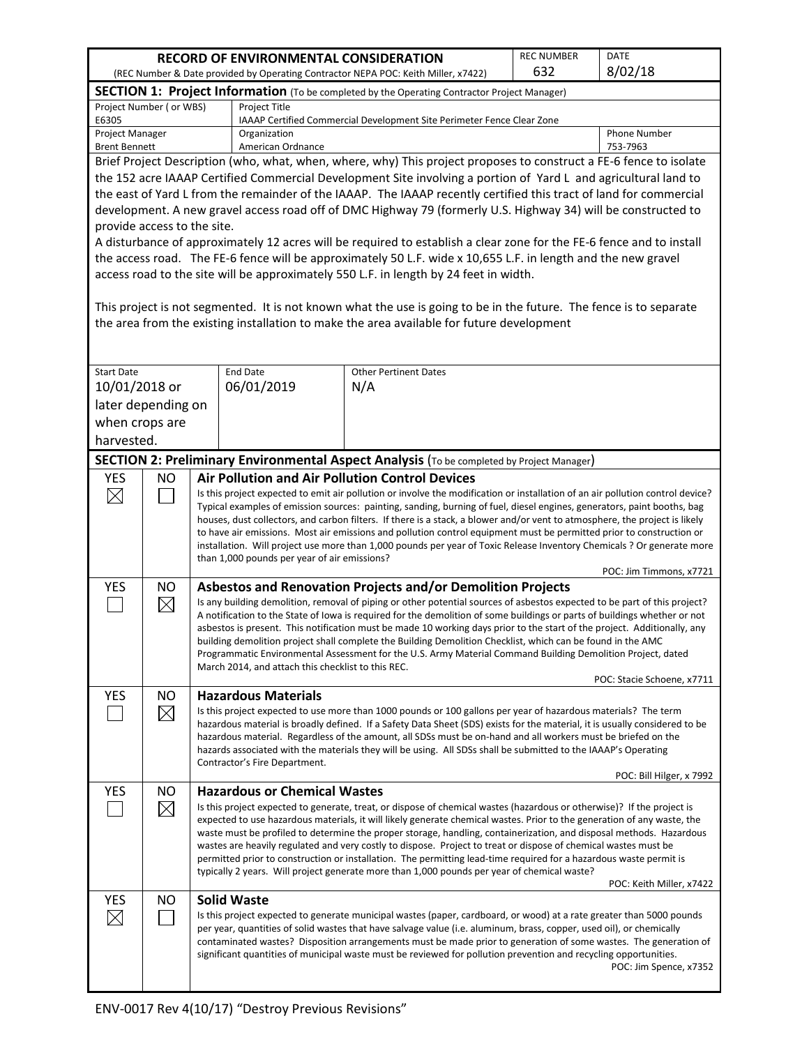# RECORD OF ENVIRONMENTAL CONSIDERATION

(REC Number & Date provided by Operating Contractor NEPA POC: Keith Miller, x7422)

| REC NUMBER | DATE |
|---|---|
| 632 | 8/02/18 |

## SECTION 1: Project Information (To be completed by the Operating Contractor Project Manager)

| Project Number ( or WBS) | Project Title | |
|---|---|---|
| E6305 | IAAAP Certified Commercial Development Site Perimeter Fence Clear Zone | |
| **Project Manager** | **Organization** | **Phone Number** |
| Brent Bennett | American Ordnance | 753-7963 |

Brief Project Description (who, what, when, where, why) This project proposes to construct a FE-6 fence to isolate the 152 acre IAAAP Certified Commercial Development Site involving a portion of Yard L and agricultural land to the east of Yard L from the remainder of the IAAAP. The IAAAP recently certified this tract of land for commercial development. A new gravel access road off of DMC Highway 79 (formerly U.S. Highway 34) will be constructed to provide access to the site.

A disturbance of approximately 12 acres will be required to establish a clear zone for the FE-6 fence and to install the access road. The FE-6 fence will be approximately 50 L.F. wide x 10,655 L.F. in length and the new gravel access road to the site will be approximately 550 L.F. in length by 24 feet in width.

This project is not segmented. It is not known what the use is going to be in the future. The fence is to separate the area from the existing installation to make the area available for future development

| Start Date | End Date | Other Pertinent Dates |
|---|---|---|
| 10/01/2018 or later depending on when crops are harvested. | 06/01/2019 | N/A |

## SECTION 2: Preliminary Environmental Aspect Analysis (To be completed by Project Manager)

| YES | NO | |
|---|---|---|
| ☒ | ☐ | **Air Pollution and Air Pollution Control Devices**<br>Is this project expected to emit air pollution or involve the modification or installation of an air pollution control device? Typical examples of emission sources: painting, sanding, burning of fuel, diesel engines, generators, paint booths, bag houses, dust collectors, and carbon filters. If there is a stack, a blower and/or vent to atmosphere, the project is likely to have air emissions. Most air emissions and pollution control equipment must be permitted prior to construction or installation. Will project use more than 1,000 pounds per year of Toxic Release Inventory Chemicals ? Or generate more than 1,000 pounds per year of air emissions?<br>POC: Jim Timmons, x7721 |
| ☐ | ☒ | **Asbestos and Renovation Projects and/or Demolition Projects**<br>Is any building demolition, removal of piping or other potential sources of asbestos expected to be part of this project? A notification to the State of Iowa is required for the demolition of some buildings or parts of buildings whether or not asbestos is present. This notification must be made 10 working days prior to the start of the project. Additionally, any building demolition project shall complete the Building Demolition Checklist, which can be found in the AMC Programmatic Environmental Assessment for the U.S. Army Material Command Building Demolition Project, dated March 2014, and attach this checklist to this REC.<br>POC: Stacie Schoene, x7711 |
| ☐ | ☒ | **Hazardous Materials**<br>Is this project expected to use more than 1000 pounds or 100 gallons per year of hazardous materials? The term hazardous material is broadly defined. If a Safety Data Sheet (SDS) exists for the material, it is usually considered to be hazardous material. Regardless of the amount, all SDSs must be on-hand and all workers must be briefed on the hazards associated with the materials they will be using. All SDSs shall be submitted to the IAAAP's Operating Contractor's Fire Department.<br>POC: Bill Hilger, x 7992 |
| ☐ | ☒ | **Hazardous or Chemical Wastes**<br>Is this project expected to generate, treat, or dispose of chemical wastes (hazardous or otherwise)? If the project is expected to use hazardous materials, it will likely generate chemical wastes. Prior to the generation of any waste, the waste must be profiled to determine the proper storage, handling, containerization, and disposal methods. Hazardous wastes are heavily regulated and very costly to dispose. Project to treat or dispose of chemical wastes must be permitted prior to construction or installation. The permitting lead-time required for a hazardous waste permit is typically 2 years. Will project generate more than 1,000 pounds per year of chemical waste?<br>POC: Keith Miller, x7422 |
| ☒ | ☐ | **Solid Waste**<br>Is this project expected to generate municipal wastes (paper, cardboard, or wood) at a rate greater than 5000 pounds per year, quantities of solid wastes that have salvage value (i.e. aluminum, brass, copper, used oil), or chemically contaminated wastes? Disposition arrangements must be made prior to generation of some wastes. The generation of significant quantities of municipal waste must be reviewed for pollution prevention and recycling opportunities.<br>POC: Jim Spence, x7352 |

ENV-0017 Rev 4(10/17) "Destroy Previous Revisions"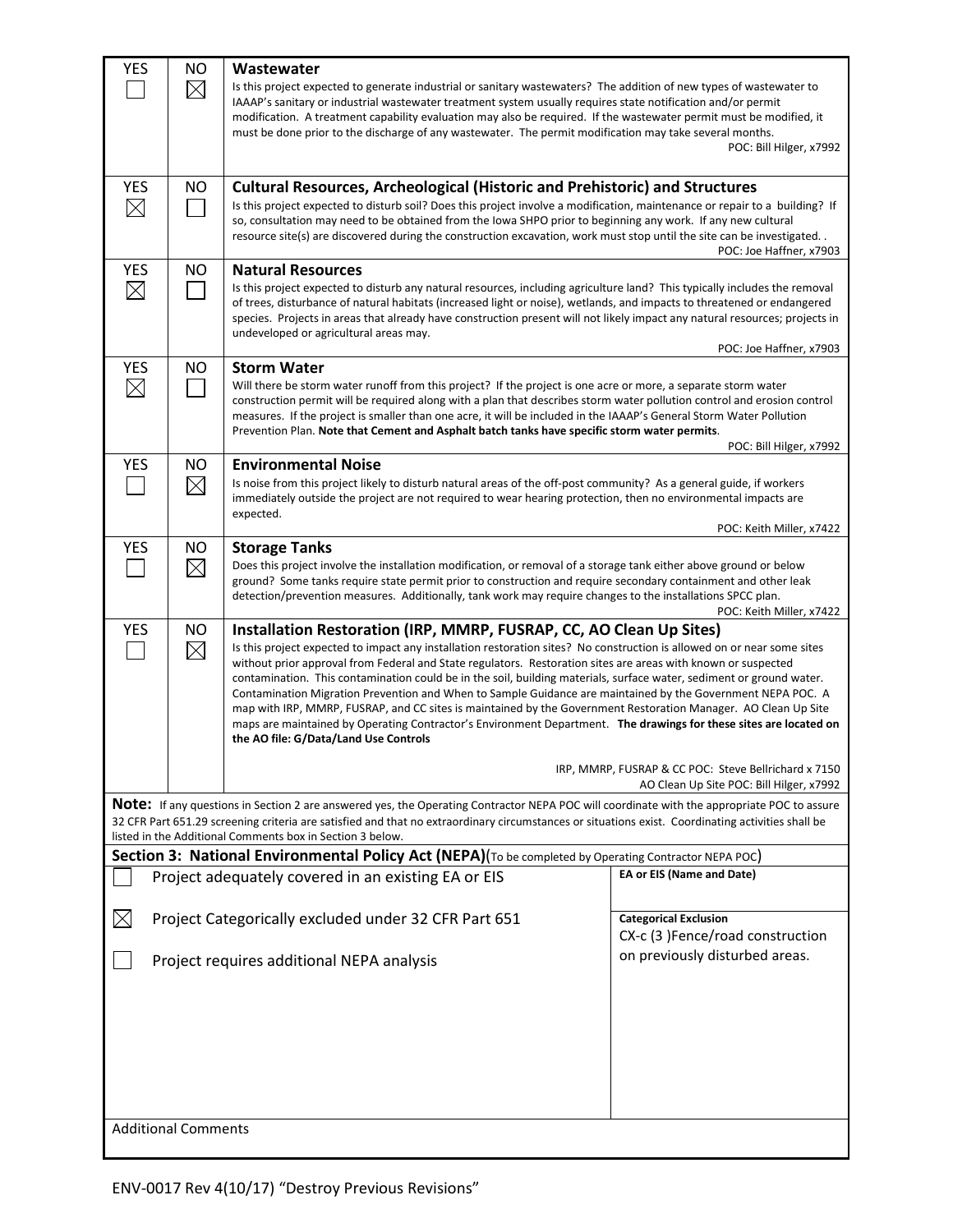| YES | NO | |
|---|---|---|
| ☐ | ☒ | **Wastewater**<br>Is this project expected to generate industrial or sanitary wastewaters? The addition of new types of wastewater to IAAAP's sanitary or industrial wastewater treatment system usually requires state notification and/or permit modification. A treatment capability evaluation may also be required. If the wastewater permit must be modified, it must be done prior to the discharge of any wastewater. The permit modification may take several months.<br>POC: Bill Hilger, x7992 |
| ☒ | ☐ | **Cultural Resources, Archeological (Historic and Prehistoric) and Structures**<br>Is this project expected to disturb soil? Does this project involve a modification, maintenance or repair to a building? If so, consultation may need to be obtained from the Iowa SHPO prior to beginning any work. If any new cultural resource site(s) are discovered during the construction excavation, work must stop until the site can be investigated. .<br>POC: Joe Haffner, x7903 |
| ☒ | ☐ | **Natural Resources**<br>Is this project expected to disturb any natural resources, including agriculture land? This typically includes the removal of trees, disturbance of natural habitats (increased light or noise), wetlands, and impacts to threatened or endangered species. Projects in areas that already have construction present will not likely impact any natural resources; projects in undeveloped or agricultural areas may.<br>POC: Joe Haffner, x7903 |
| ☒ | ☐ | **Storm Water**<br>Will there be storm water runoff from this project? If the project is one acre or more, a separate storm water construction permit will be required along with a plan that describes storm water pollution control and erosion control measures. If the project is smaller than one acre, it will be included in the IAAAP's General Storm Water Pollution Prevention Plan. **Note that Cement and Asphalt batch tanks have specific storm water permits**.<br>POC: Bill Hilger, x7992 |
| ☐ | ☒ | **Environmental Noise**<br>Is noise from this project likely to disturb natural areas of the off-post community? As a general guide, if workers immediately outside the project are not required to wear hearing protection, then no environmental impacts are expected.<br>POC: Keith Miller, x7422 |
| ☐ | ☒ | **Storage Tanks**<br>Does this project involve the installation modification, or removal of a storage tank either above ground or below ground? Some tanks require state permit prior to construction and require secondary containment and other leak detection/prevention measures. Additionally, tank work may require changes to the installations SPCC plan.<br>POC: Keith Miller, x7422 |
| ☐ | ☒ | **Installation Restoration (IRP, MMRP, FUSRAP, CC, AO Clean Up Sites)**<br>Is this project expected to impact any installation restoration sites? No construction is allowed on or near some sites without prior approval from Federal and State regulators. Restoration sites are areas with known or suspected contamination. This contamination could be in the soil, building materials, surface water, sediment or ground water. Contamination Migration Prevention and When to Sample Guidance are maintained by the Government NEPA POC. A map with IRP, MMRP, FUSRAP, and CC sites is maintained by the Government Restoration Manager. AO Clean Up Site maps are maintained by Operating Contractor's Environment Department. **The drawings for these sites are located on the AO file: G/Data/Land Use Controls**<br>IRP, MMRP, FUSRAP & CC POC: Steve Bellrichard x 7150<br>AO Clean Up Site POC: Bill Hilger, x7992 |

**Note:** If any questions in Section 2 are answered yes, the Operating Contractor NEPA POC will coordinate with the appropriate POC to assure 32 CFR Part 651.29 screening criteria are satisfied and that no extraordinary circumstances or situations exist. Coordinating activities shall be listed in the Additional Comments box in Section 3 below.

## Section 3: National Environmental Policy Act (NEPA)(To be completed by Operating Contractor NEPA POC)

| | | |
|---|---|---|
| ☐ | Project adequately covered in an existing EA or EIS | **EA or EIS (Name and Date)** |
| ☒ | Project Categorically excluded under 32 CFR Part 651 | **Categorical Exclusion**<br>CX-c (3 )Fence/road construction on previously disturbed areas. |
| ☐ | Project requires additional NEPA analysis | |

Additional Comments

ENV-0017 Rev 4(10/17) "Destroy Previous Revisions"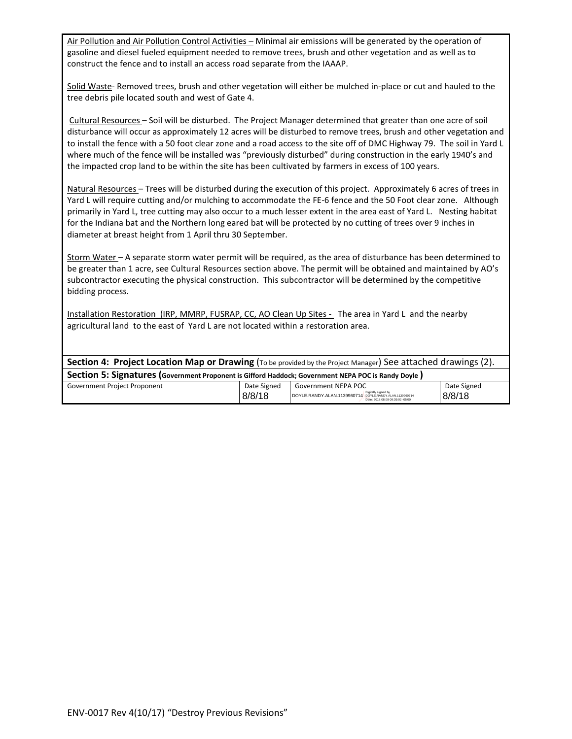Air Pollution and Air Pollution Control Activities – Minimal air emissions will be generated by the operation of gasoline and diesel fueled equipment needed to remove trees, brush and other vegetation and as well as to construct the fence and to install an access road separate from the IAAAP.

Solid Waste- Removed trees, brush and other vegetation will either be mulched in-place or cut and hauled to the tree debris pile located south and west of Gate 4.

Cultural Resources – Soil will be disturbed. The Project Manager determined that greater than one acre of soil disturbance will occur as approximately 12 acres will be disturbed to remove trees, brush and other vegetation and to install the fence with a 50 foot clear zone and a road access to the site off of DMC Highway 79. The soil in Yard L where much of the fence will be installed was "previously disturbed" during construction in the early 1940's and the impacted crop land to be within the site has been cultivated by farmers in excess of 100 years.

Natural Resources – Trees will be disturbed during the execution of this project. Approximately 6 acres of trees in Yard L will require cutting and/or mulching to accommodate the FE-6 fence and the 50 Foot clear zone. Although primarily in Yard L, tree cutting may also occur to a much lesser extent in the area east of Yard L. Nesting habitat for the Indiana bat and the Northern long eared bat will be protected by no cutting of trees over 9 inches in diameter at breast height from 1 April thru 30 September.

Storm Water – A separate storm water permit will be required, as the area of disturbance has been determined to be greater than 1 acre, see Cultural Resources section above. The permit will be obtained and maintained by AO's subcontractor executing the physical construction. This subcontractor will be determined by the competitive bidding process.

Installation Restoration (IRP, MMRP, FUSRAP, CC, AO Clean Up Sites - The area in Yard L and the nearby agricultural land to the east of Yard L are not located within a restoration area.

**Section 4: Project Location Map or Drawing** (To be provided by the Project Manager) See attached drawings (2).

**Section 5: Signatures (Government Proponent is Gifford Haddock; Government NEPA POC is Randy Doyle )**

| Government Project Proponent | Date Signed | Government NEPA POC | Date Signed |
|---|---|---|---|
| | 8/8/18 | DOYLE.RANDY.ALAN.1139960714 Digitally signed by DOYLE.RANDY.ALAN.1139960714 Date: 2018.08.08 09:39:02 -05'00' | 8/8/18 |

ENV-0017 Rev 4(10/17) "Destroy Previous Revisions"